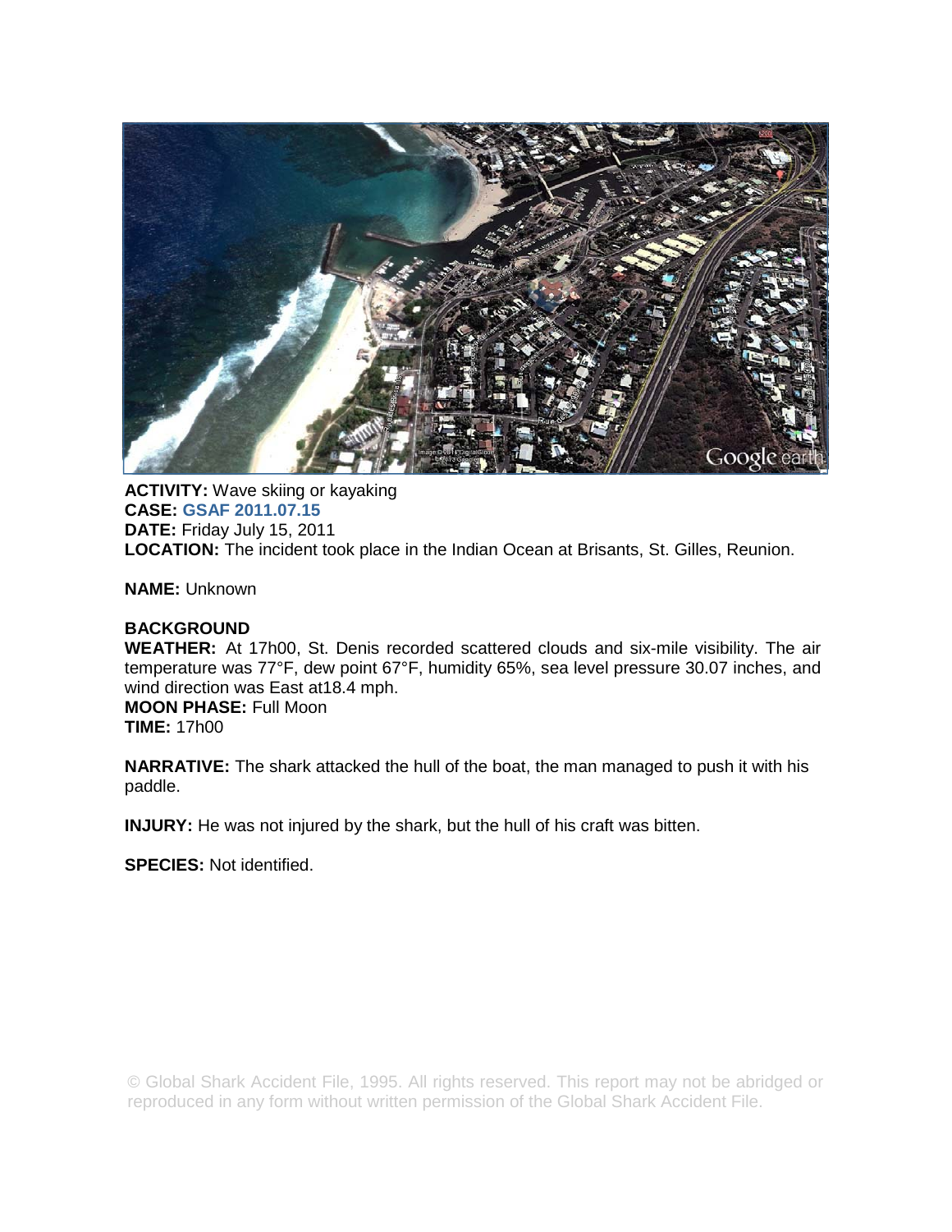**ACTIVITY:** Wave skiing or kayaking
**CASE:** **GSAF 2011.07.15**
**DATE:** Friday July 15, 2011
**LOCATION:** The incident took place in the Indian Ocean at Brisants, St. Gilles, Reunion.

**NAME:** Unknown

**BACKGROUND**
**WEATHER:** At 17h00, St. Denis recorded scattered clouds and six-mile visibility. The air temperature was 77°F, dew point 67°F, humidity 65%, sea level pressure 30.07 inches, and wind direction was East at18.4 mph.
**MOON PHASE:** Full Moon
**TIME:** 17h00

**NARRATIVE:** The shark attacked the hull of the boat, the man managed to push it with his paddle.

**INJURY:** He was not injured by the shark, but the hull of his craft was bitten.

**SPECIES:** Not identified.

© Global Shark Accident File, 1995. All rights reserved. This report may not be abridged or reproduced in any form without written permission of the Global Shark Accident File.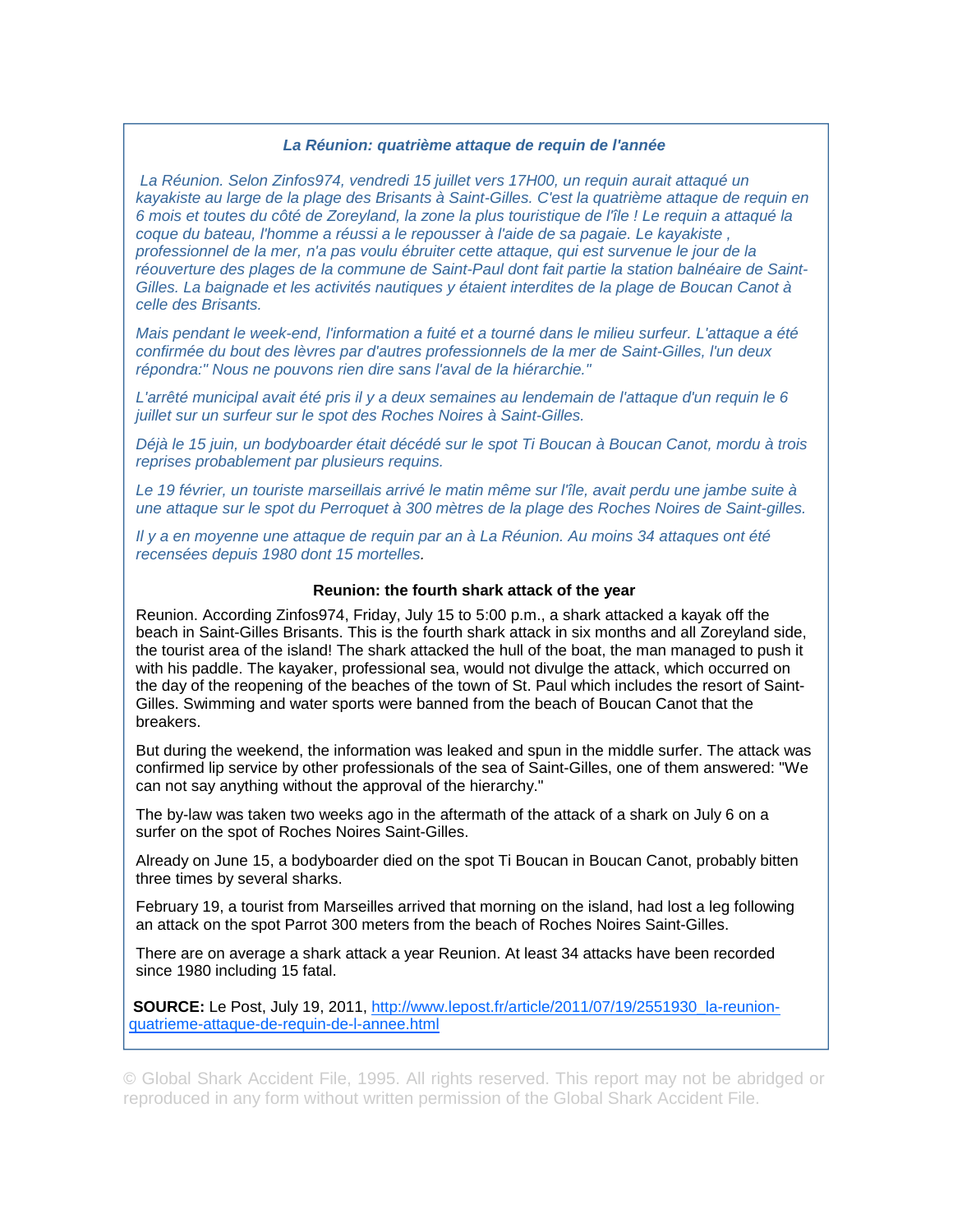### *La Réunion: quatrième attaque de requin de l'année*

*La Réunion. Selon Zinfos974, vendredi 15 juillet vers 17H00, un requin aurait attaqué un kayakiste au large de la plage des Brisants à Saint-Gilles. C'est la quatrième attaque de requin en 6 mois et toutes du côté de Zoreyland, la zone la plus touristique de l'île ! Le requin a attaqué la coque du bateau, l'homme a réussi a le repousser à l'aide de sa pagaie. Le kayakiste , professionnel de la mer, n'a pas voulu ébruiter cette attaque, qui est survenue le jour de la réouverture des plages de la commune de Saint-Paul dont fait partie la station balnéaire de Saint-Gilles. La baignade et les activités nautiques y étaient interdites de la plage de Boucan Canot à celle des Brisants.*

*Mais pendant le week-end, l'information a fuité et a tourné dans le milieu surfeur. L'attaque a été confirmée du bout des lèvres par d'autres professionnels de la mer de Saint-Gilles, l'un deux répondra:" Nous ne pouvons rien dire sans l'aval de la hiérarchie."*

*L'arrêté municipal avait été pris il y a deux semaines au lendemain de l'attaque d'un requin le 6 juillet sur un surfeur sur le spot des Roches Noires à Saint-Gilles.*

*Déjà le 15 juin, un bodyboarder était décédé sur le spot Ti Boucan à Boucan Canot, mordu à trois reprises probablement par plusieurs requins.*

*Le 19 février, un touriste marseillais arrivé le matin même sur l'île, avait perdu une jambe suite à une attaque sur le spot du Perroquet à 300 mètres de la plage des Roches Noires de Saint-gilles.*

*Il y a en moyenne une attaque de requin par an à La Réunion. Au moins 34 attaques ont été recensées depuis 1980 dont 15 mortelles.*

### Reunion: the fourth shark attack of the year

Reunion. According Zinfos974, Friday, July 15 to 5:00 p.m., a shark attacked a kayak off the beach in Saint-Gilles Brisants. This is the fourth shark attack in six months and all Zoreyland side, the tourist area of the island! The shark attacked the hull of the boat, the man managed to push it with his paddle. The kayaker, professional sea, would not divulge the attack, which occurred on the day of the reopening of the beaches of the town of St. Paul which includes the resort of Saint-Gilles. Swimming and water sports were banned from the beach of Boucan Canot that the breakers.

But during the weekend, the information was leaked and spun in the middle surfer. The attack was confirmed lip service by other professionals of the sea of Saint-Gilles, one of them answered: "We can not say anything without the approval of the hierarchy."

The by-law was taken two weeks ago in the aftermath of the attack of a shark on July 6 on a surfer on the spot of Roches Noires Saint-Gilles.

Already on June 15, a bodyboarder died on the spot Ti Boucan in Boucan Canot, probably bitten three times by several sharks.

February 19, a tourist from Marseilles arrived that morning on the island, had lost a leg following an attack on the spot Parrot 300 meters from the beach of Roches Noires Saint-Gilles.

There are on average a shark attack a year Reunion. At least 34 attacks have been recorded since 1980 including 15 fatal.

**SOURCE:** Le Post, July 19, 2011, [http://www.lepost.fr/article/2011/07/19/2551930_la-reunion-quatrieme-attaque-de-requin-de-l-annee.html](http://www.lepost.fr/article/2011/07/19/2551930_la-reunion-quatrieme-attaque-de-requin-de-l-annee.html)

© Global Shark Accident File, 1995. All rights reserved. This report may not be abridged or reproduced in any form without written permission of the Global Shark Accident File.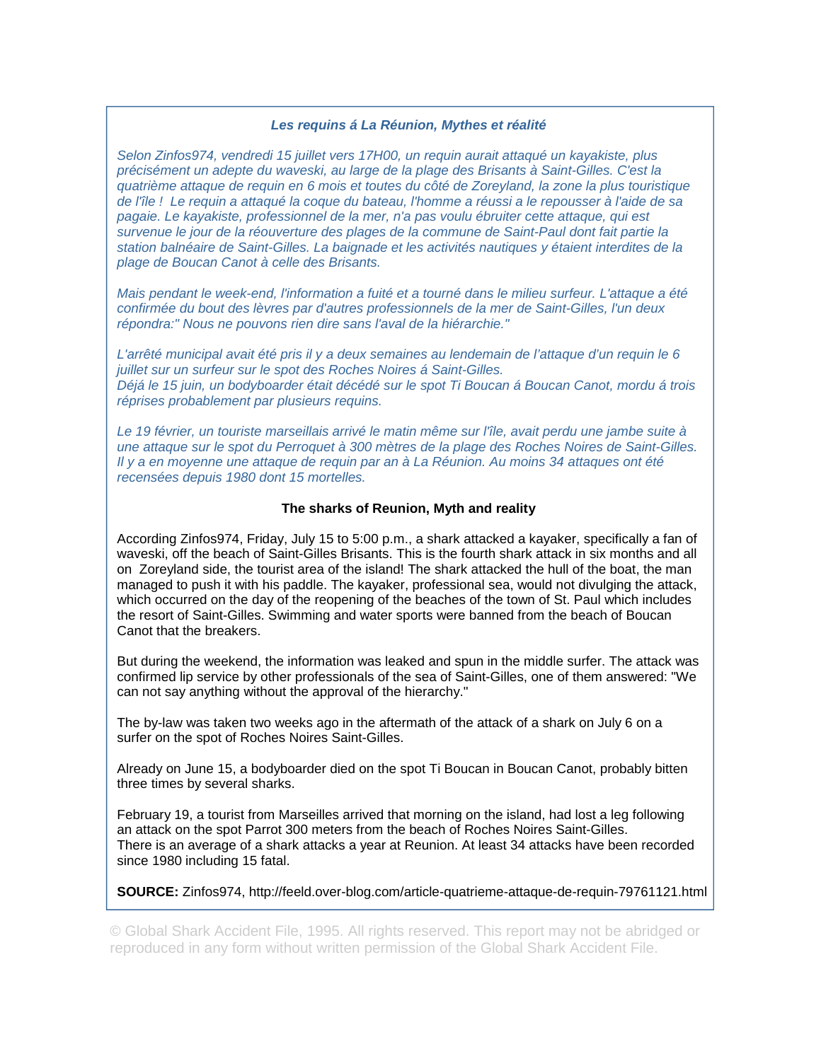***Les requins á La Réunion, Mythes et réalité***

*Selon Zinfos974, vendredi 15 juillet vers 17H00, un requin aurait attaqué un kayakiste, plus précisément un adepte du waveski, au large de la plage des Brisants à Saint-Gilles. C'est la quatrième attaque de requin en 6 mois et toutes du côté de Zoreyland, la zone la plus touristique de l'île ! Le requin a attaqué la coque du bateau, l'homme a réussi a le repousser à l'aide de sa pagaie. Le kayakiste, professionnel de la mer, n'a pas voulu ébruiter cette attaque, qui est survenue le jour de la réouverture des plages de la commune de Saint-Paul dont fait partie la station balnéaire de Saint-Gilles. La baignade et les activités nautiques y étaient interdites de la plage de Boucan Canot à celle des Brisants.*

*Mais pendant le week-end, l'information a fuité et a tourné dans le milieu surfeur. L'attaque a été confirmée du bout des lèvres par d'autres professionnels de la mer de Saint-Gilles, l'un deux répondra:" Nous ne pouvons rien dire sans l'aval de la hiérarchie."*

*L'arrêté municipal avait été pris il y a deux semaines au lendemain de l'attaque d'un requin le 6 juillet sur un surfeur sur le spot des Roches Noires á Saint-Gilles.*
*Déjá le 15 juin, un bodyboarder était décédé sur le spot Ti Boucan á Boucan Canot, mordu á trois réprises probablement par plusieurs requins.*

*Le 19 février, un touriste marseillais arrivé le matin même sur l'île, avait perdu une jambe suite à une attaque sur le spot du Perroquet à 300 mètres de la plage des Roches Noires de Saint-Gilles. Il y a en moyenne une attaque de requin par an à La Réunion. Au moins 34 attaques ont été recensées depuis 1980 dont 15 mortelles.*

**The sharks of Reunion, Myth and reality**

According Zinfos974, Friday, July 15 to 5:00 p.m., a shark attacked a kayaker, specifically a fan of waveski, off the beach of Saint-Gilles Brisants. This is the fourth shark attack in six months and all on Zoreyland side, the tourist area of the island! The shark attacked the hull of the boat, the man managed to push it with his paddle. The kayaker, professional sea, would not divulging the attack, which occurred on the day of the reopening of the beaches of the town of St. Paul which includes the resort of Saint-Gilles. Swimming and water sports were banned from the beach of Boucan Canot that the breakers.

But during the weekend, the information was leaked and spun in the middle surfer. The attack was confirmed lip service by other professionals of the sea of Saint-Gilles, one of them answered: "We can not say anything without the approval of the hierarchy."

The by-law was taken two weeks ago in the aftermath of the attack of a shark on July 6 on a surfer on the spot of Roches Noires Saint-Gilles.

Already on June 15, a bodyboarder died on the spot Ti Boucan in Boucan Canot, probably bitten three times by several sharks.

February 19, a tourist from Marseilles arrived that morning on the island, had lost a leg following an attack on the spot Parrot 300 meters from the beach of Roches Noires Saint-Gilles.
There is an average of a shark attacks a year at Reunion. At least 34 attacks have been recorded since 1980 including 15 fatal.

**SOURCE:** Zinfos974, http://feeld.over-blog.com/article-quatrieme-attaque-de-requin-79761121.html

© Global Shark Accident File, 1995. All rights reserved. This report may not be abridged or reproduced in any form without written permission of the Global Shark Accident File.